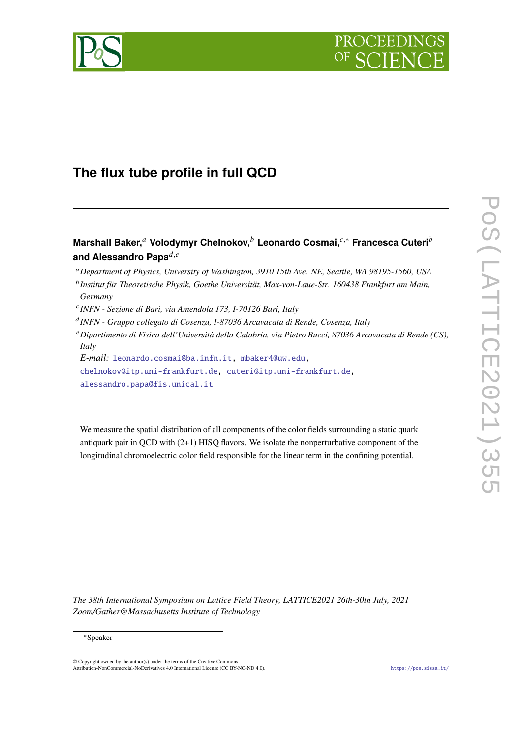# The flux tube profile in full QCD

**Marshall Baker,**[a] **Volodymyr Chelnokov,**[b] **Leonardo Cosmai,**[c,*] **Francesca Cuteri**[b] **and Alessandro Papa**[d,e]

[a] *Department of Physics, University of Washington, 3910 15th Ave. NE, Seattle, WA 98195-1560, USA*

[b] *Institut für Theoretische Physik, Goethe Universität, Max-von-Laue-Str. 160438 Frankfurt am Main, Germany*

[c] *INFN - Sezione di Bari, via Amendola 173, I-70126 Bari, Italy*

[d] *INFN - Gruppo collegato di Cosenza, I-87036 Arcavacata di Rende, Cosenza, Italy*

[e] *Dipartimento di Fisica dell'Università della Calabria, via Pietro Bucci, 87036 Arcavacata di Rende (CS), Italy*

*E-mail:* leonardo.cosmai@ba.infn.it, mbaker4@uw.edu, chelnokov@itp.uni-frankfurt.de, cuteri@itp.uni-frankfurt.de, alessandro.papa@fis.unical.it

We measure the spatial distribution of all components of the color fields surrounding a static quark antiquark pair in QCD with (2+1) HISQ flavors. We isolate the nonperturbative component of the longitudinal chromoelectric color field responsible for the linear term in the confining potential.

*The 38th International Symposium on Lattice Field Theory, LATTICE2021 26th-30th July, 2021 Zoom/Gather@Massachusetts Institute of Technology*

[*] Speaker

© Copyright owned by the author(s) under the terms of the Creative Commons Attribution-NonCommercial-NoDerivatives 4.0 International License (CC BY-NC-ND 4.0).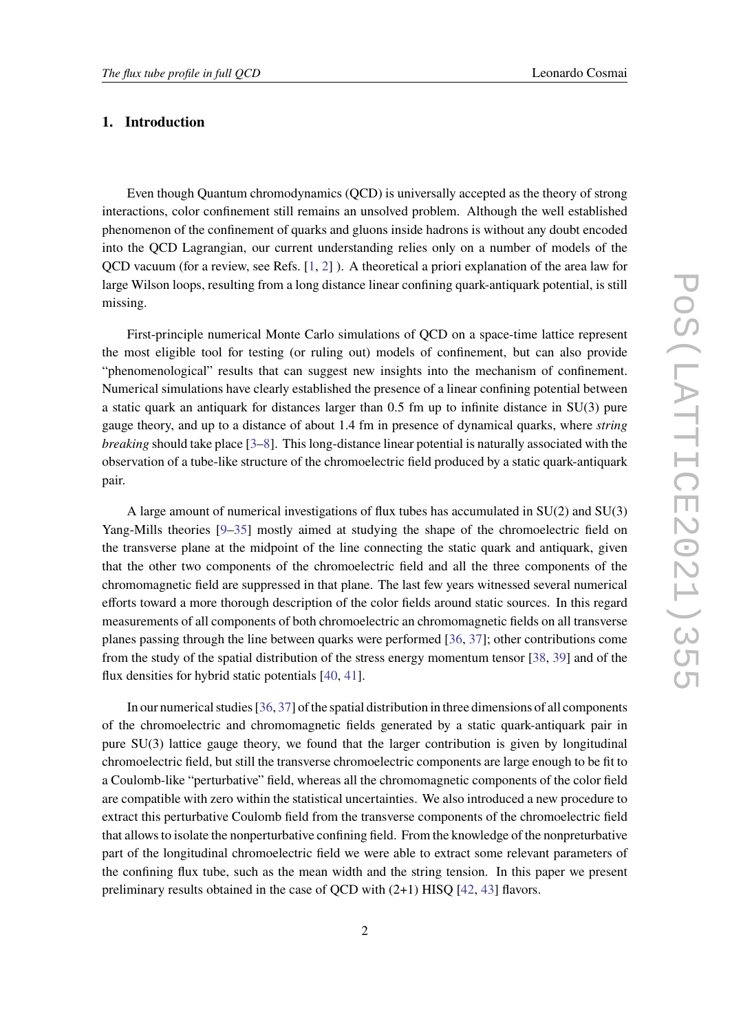## 1. Introduction

Even though Quantum chromodynamics (QCD) is universally accepted as the theory of strong interactions, color confinement still remains an unsolved problem. Although the well established phenomenon of the confinement of quarks and gluons inside hadrons is without any doubt encoded into the QCD Lagrangian, our current understanding relies only on a number of models of the QCD vacuum (for a review, see Refs. [1, 2] ). A theoretical a priori explanation of the area law for large Wilson loops, resulting from a long distance linear confining quark-antiquark potential, is still missing.

First-principle numerical Monte Carlo simulations of QCD on a space-time lattice represent the most eligible tool for testing (or ruling out) models of confinement, but can also provide "phenomenological" results that can suggest new insights into the mechanism of confinement. Numerical simulations have clearly established the presence of a linear confining potential between a static quark an antiquark for distances larger than 0.5 fm up to infinite distance in SU(3) pure gauge theory, and up to a distance of about 1.4 fm in presence of dynamical quarks, where *string breaking* should take place [3–8]. This long-distance linear potential is naturally associated with the observation of a tube-like structure of the chromoelectric field produced by a static quark-antiquark pair.

A large amount of numerical investigations of flux tubes has accumulated in SU(2) and SU(3) Yang-Mills theories [9–35] mostly aimed at studying the shape of the chromoelectric field on the transverse plane at the midpoint of the line connecting the static quark and antiquark, given that the other two components of the chromoelectric field and all the three components of the chromomagnetic field are suppressed in that plane. The last few years witnessed several numerical efforts toward a more thorough description of the color fields around static sources. In this regard measurements of all components of both chromoelectric an chromomagnetic fields on all transverse planes passing through the line between quarks were performed [36, 37]; other contributions come from the study of the spatial distribution of the stress energy momentum tensor [38, 39] and of the flux densities for hybrid static potentials [40, 41].

In our numerical studies [36, 37] of the spatial distribution in three dimensions of all components of the chromoelectric and chromomagnetic fields generated by a static quark-antiquark pair in pure SU(3) lattice gauge theory, we found that the larger contribution is given by longitudinal chromoelectric field, but still the transverse chromoelectric components are large enough to be fit to a Coulomb-like "perturbative" field, whereas all the chromomagnetic components of the color field are compatible with zero within the statistical uncertainties. We also introduced a new procedure to extract this perturbative Coulomb field from the transverse components of the chromoelectric field that allows to isolate the nonperturbative confining field. From the knowledge of the nonpreturbative part of the longitudinal chromoelectric field we were able to extract some relevant parameters of the confining flux tube, such as the mean width and the string tension. In this paper we present preliminary results obtained in the case of QCD with (2+1) HISQ [42, 43] flavors.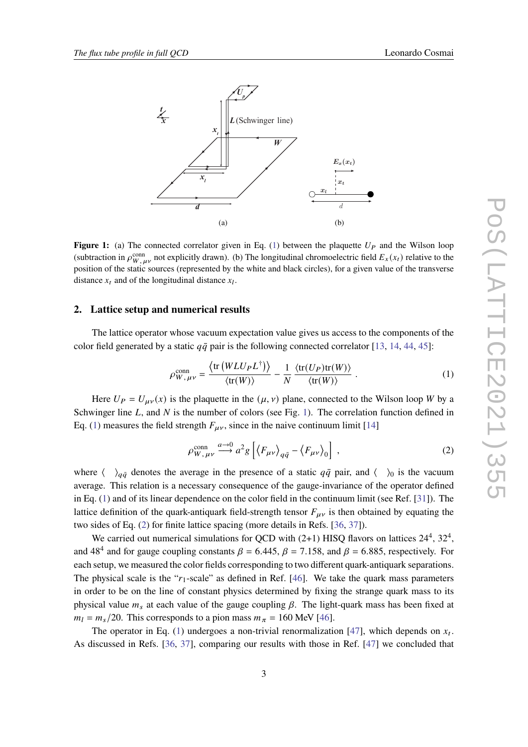**Figure 1:** (a) The connected correlator given in Eq. (1) between the plaquette $U_P$ and the Wilson loop (subtraction in $\rho^{\rm conn}_{W,\mu\nu}$ not explicitly drawn). (b) The longitudinal chromoelectric field $E_x(x_t)$ relative to the position of the static sources (represented by the white and black circles), for a given value of the transverse distance $x_t$ and of the longitudinal distance $x_l$.

## 2. Lattice setup and numerical results

The lattice operator whose vacuum expectation value gives us access to the components of the color field generated by a static $q\bar{q}$ pair is the following connected correlator [13, 14, 44, 45]:

$$\rho^{\rm conn}_{W,\mu\nu} = \frac{\left\langle {\rm tr}\left(W L U_P L^\dagger\right)\right\rangle}{\langle {\rm tr}(W)\rangle} - \frac{1}{N}\,\frac{\langle {\rm tr}(U_P){\rm tr}(W)\rangle}{\langle {\rm tr}(W)\rangle} \; . \tag{1}$$

Here $U_P = U_{\mu\nu}(x)$ is the plaquette in the $(\mu,\nu)$ plane, connected to the Wilson loop $W$ by a Schwinger line $L$, and $N$ is the number of colors (see Fig. 1). The correlation function defined in Eq. (1) measures the field strength $F_{\mu\nu}$, since in the naive continuum limit [14]

$$\rho^{\rm conn}_{W,\mu\nu} \stackrel{a\to 0}{\longrightarrow} a^2 g \left[\left\langle F_{\mu\nu}\right\rangle_{q\bar{q}} - \left\langle F_{\mu\nu}\right\rangle_0\right] \; , \tag{2}$$

where $\langle\ \ \rangle_{q\bar{q}}$ denotes the average in the presence of a static $q\bar{q}$ pair, and $\langle\ \ \rangle_0$ is the vacuum average. This relation is a necessary consequence of the gauge-invariance of the operator defined in Eq. (1) and of its linear dependence on the color field in the continuum limit (see Ref. [31]). The lattice definition of the quark-antiquark field-strength tensor $F_{\mu\nu}$ is then obtained by equating the two sides of Eq. (2) for finite lattice spacing (more details in Refs. [36, 37]).

We carried out numerical simulations for QCD with (2+1) HISQ flavors on lattices $24^4$, $32^4$, and $48^4$ and for gauge coupling constants $\beta = 6.445$, $\beta = 7.158$, and $\beta = 6.885$, respectively. For each setup, we measured the color fields corresponding to two different quark-antiquark separations. The physical scale is the "$r_1$-scale" as defined in Ref. [46]. We take the quark mass parameters in order to be on the line of constant physics determined by fixing the strange quark mass to its physical value $m_s$ at each value of the gauge coupling $\beta$. The light-quark mass has been fixed at $m_l = m_s/20$. This corresponds to a pion mass $m_\pi = 160$ MeV [46].

The operator in Eq. (1) undergoes a non-trivial renormalization [47], which depends on $x_t$. As discussed in Refs. [36, 37], comparing our results with those in Ref. [47] we concluded that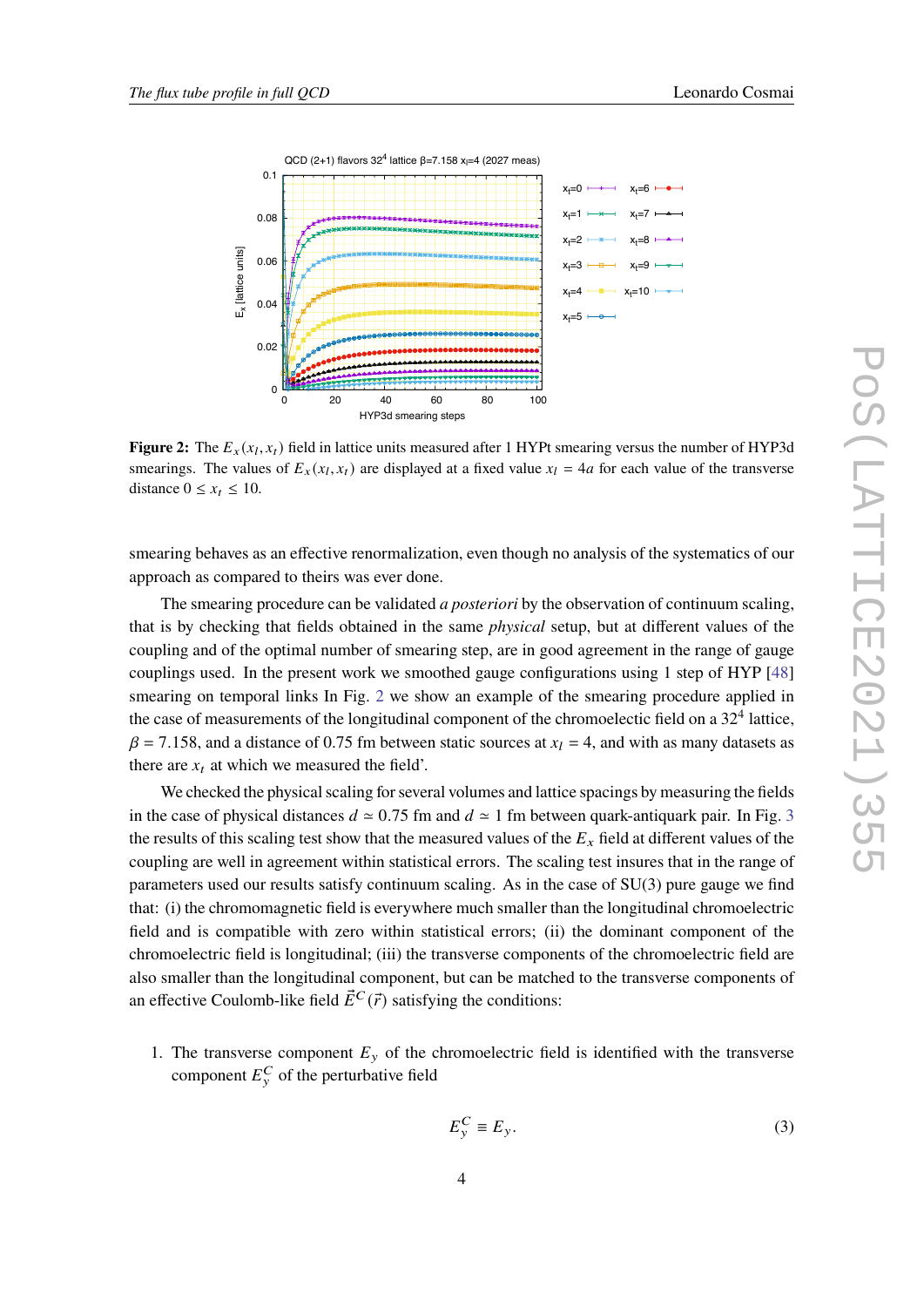**Figure 2:** The $E_x(x_l, x_t)$ field in lattice units measured after 1 HYPt smearing versus the number of HYP3d smearings. The values of $E_x(x_l, x_t)$ are displayed at a fixed value $x_l = 4a$ for each value of the transverse distance $0 \le x_t \le 10$.

smearing behaves as an effective renormalization, even though no analysis of the systematics of our approach as compared to theirs was ever done.

The smearing procedure can be validated *a posteriori* by the observation of continuum scaling, that is by checking that fields obtained in the same *physical* setup, but at different values of the coupling and of the optimal number of smearing step, are in good agreement in the range of gauge couplings used. In the present work we smoothed gauge configurations using 1 step of HYP [48] smearing on temporal links In Fig. 2 we show an example of the smearing procedure applied in the case of measurements of the longitudinal component of the chromoelectric field on a $32^4$ lattice, $\beta = 7.158$, and a distance of 0.75 fm between static sources at $x_l = 4$, and with as many datasets as there are $x_t$ at which we measured the field'.

We checked the physical scaling for several volumes and lattice spacings by measuring the fields in the case of physical distances $d \simeq 0.75$ fm and $d \simeq 1$ fm between quark-antiquark pair. In Fig. 3 the results of this scaling test show that the measured values of the $E_x$ field at different values of the coupling are well in agreement within statistical errors. The scaling test insures that in the range of parameters used our results satisfy continuum scaling. As in the case of SU(3) pure gauge we find that: (i) the chromomagnetic field is everywhere much smaller than the longitudinal chromoelectric field and is compatible with zero within statistical errors; (ii) the dominant component of the chromoelectric field is longitudinal; (iii) the transverse components of the chromoelectric field are also smaller than the longitudinal component, but can be matched to the transverse components of an effective Coulomb-like field $\vec{E}^C(\vec{r})$ satisfying the conditions:

1. The transverse component $E_y$ of the chromoelectric field is identified with the transverse component $E_y^C$ of the perturbative field

$$E_y^C \equiv E_y. \tag{3}$$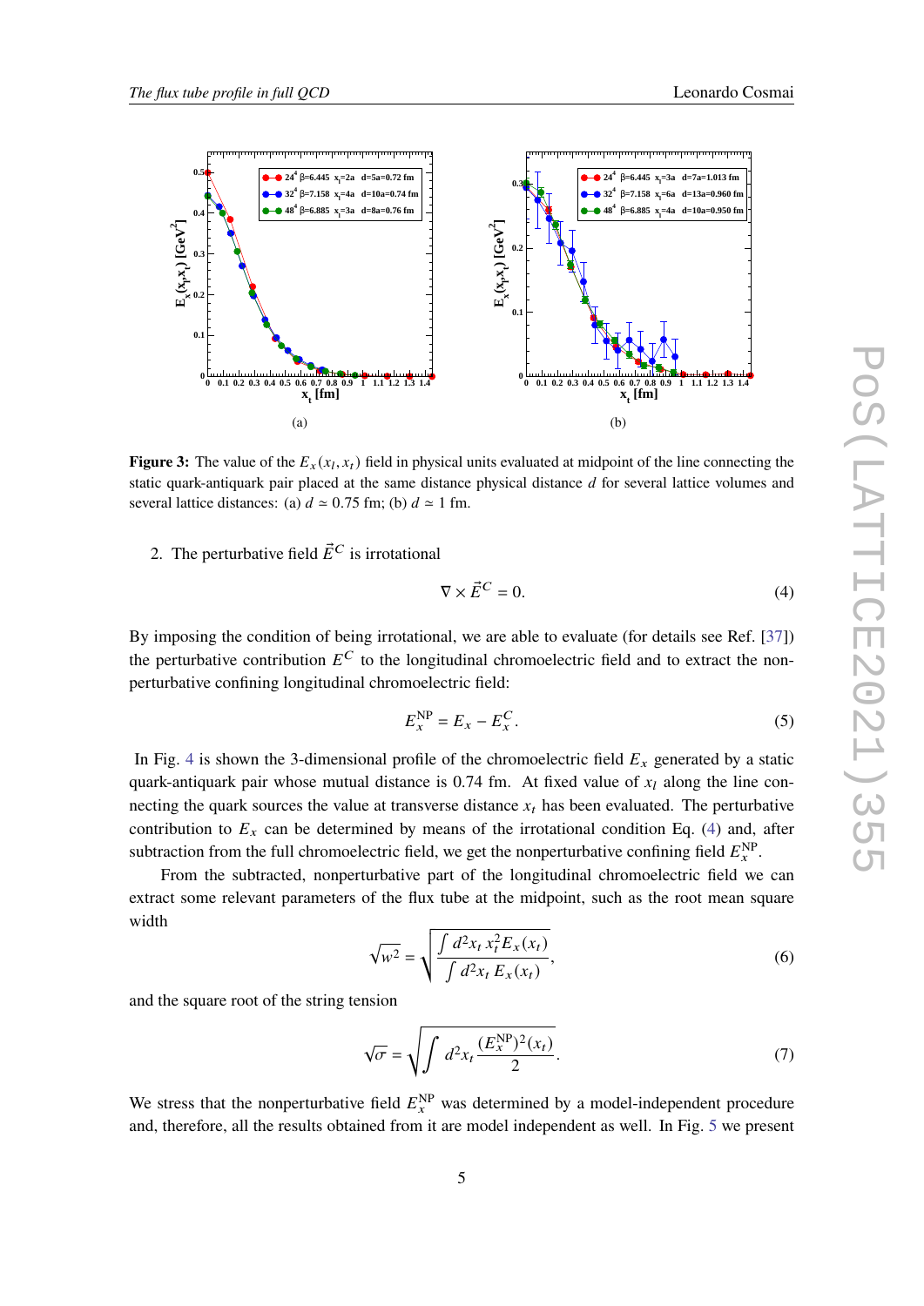(a)

(b)

**Figure 3:** The value of the $E_x(x_l, x_t)$ field in physical units evaluated at midpoint of the line connecting the static quark-antiquark pair placed at the same distance physical distance $d$ for several lattice volumes and several lattice distances: (a) $d \simeq 0.75$ fm; (b) $d \simeq 1$ fm.

2. The perturbative field $\vec{E}^C$ is irrotational

$$\nabla \times \vec{E}^C = 0. \tag{4}$$

By imposing the condition of being irrotational, we are able to evaluate (for details see Ref. [37]) the perturbative contribution $E^C$ to the longitudinal chromoelectric field and to extract the non-perturbative confining longitudinal chromoelectric field:

$$E_x^{\mathrm{NP}} = E_x - E_x^C. \tag{5}$$

In Fig. 4 is shown the 3-dimensional profile of the chromoelectric field $E_x$ generated by a static quark-antiquark pair whose mutual distance is 0.74 fm. At fixed value of $x_l$ along the line connecting the quark sources the value at transverse distance $x_t$ has been evaluated. The perturbative contribution to $E_x$ can be determined by means of the irrotational condition Eq. (4) and, after subtraction from the full chromoelectric field, we get the nonperturbative confining field $E_x^{\mathrm{NP}}$.

From the subtracted, nonperturbative part of the longitudinal chromoelectric field we can extract some relevant parameters of the flux tube at the midpoint, such as the root mean square width

$$\sqrt{w^2} = \sqrt{\frac{\int d^2x_t \, x_t^2 E_x(x_t)}{\int d^2x_t \, E_x(x_t)}}, \tag{6}$$

and the square root of the string tension

$$\sqrt{\sigma} = \sqrt{\int d^2x_t \frac{(E_x^{\mathrm{NP}})^2(x_t)}{2}}. \tag{7}$$

We stress that the nonperturbative field $E_x^{\mathrm{NP}}$ was determined by a model-independent procedure and, therefore, all the results obtained from it are model independent as well. In Fig. 5 we present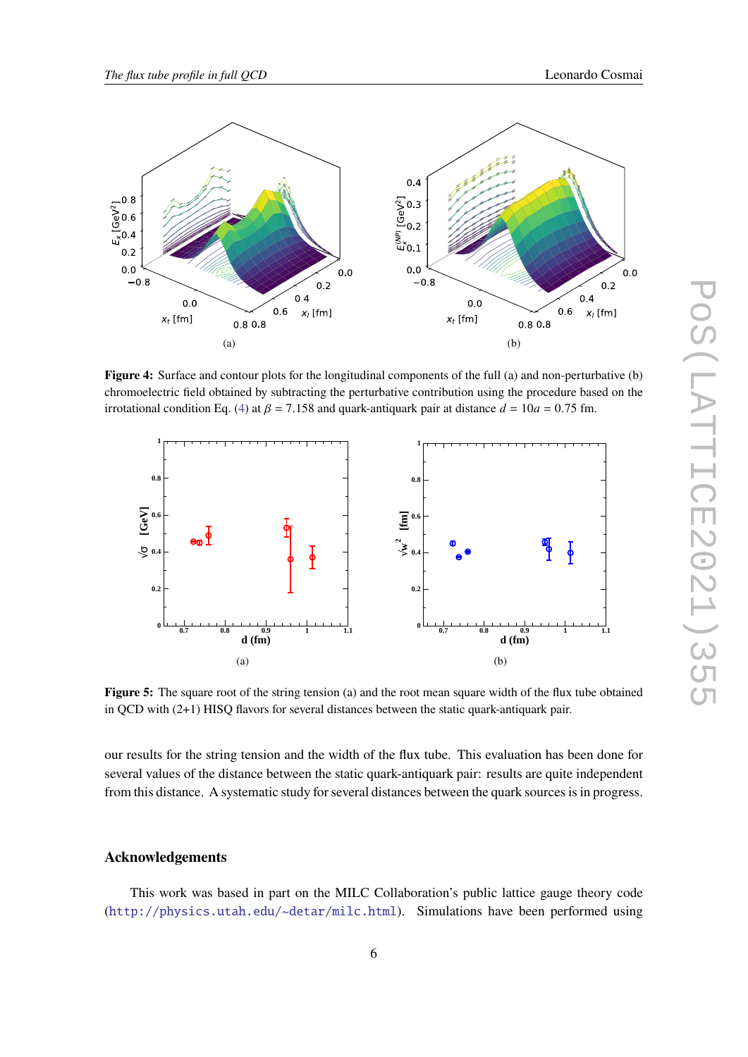**Figure 4:** Surface and contour plots for the longitudinal components of the full (a) and non-perturbative (b) chromoelectric field obtained by subtracting the perturbative contribution using the procedure based on the irrotational condition Eq. (4) at $\beta = 7.158$ and quark-antiquark pair at distance $d = 10a = 0.75$ fm.

**Figure 5:** The square root of the string tension (a) and the root mean square width of the flux tube obtained in QCD with (2+1) HISQ flavors for several distances between the static quark-antiquark pair.

our results for the string tension and the width of the flux tube. This evaluation has been done for several values of the distance between the static quark-antiquark pair: results are quite independent from this distance. A systematic study for several distances between the quark sources is in progress.

## Acknowledgements

This work was based in part on the MILC Collaboration's public lattice gauge theory code (http://physics.utah.edu/~detar/milc.html). Simulations have been performed using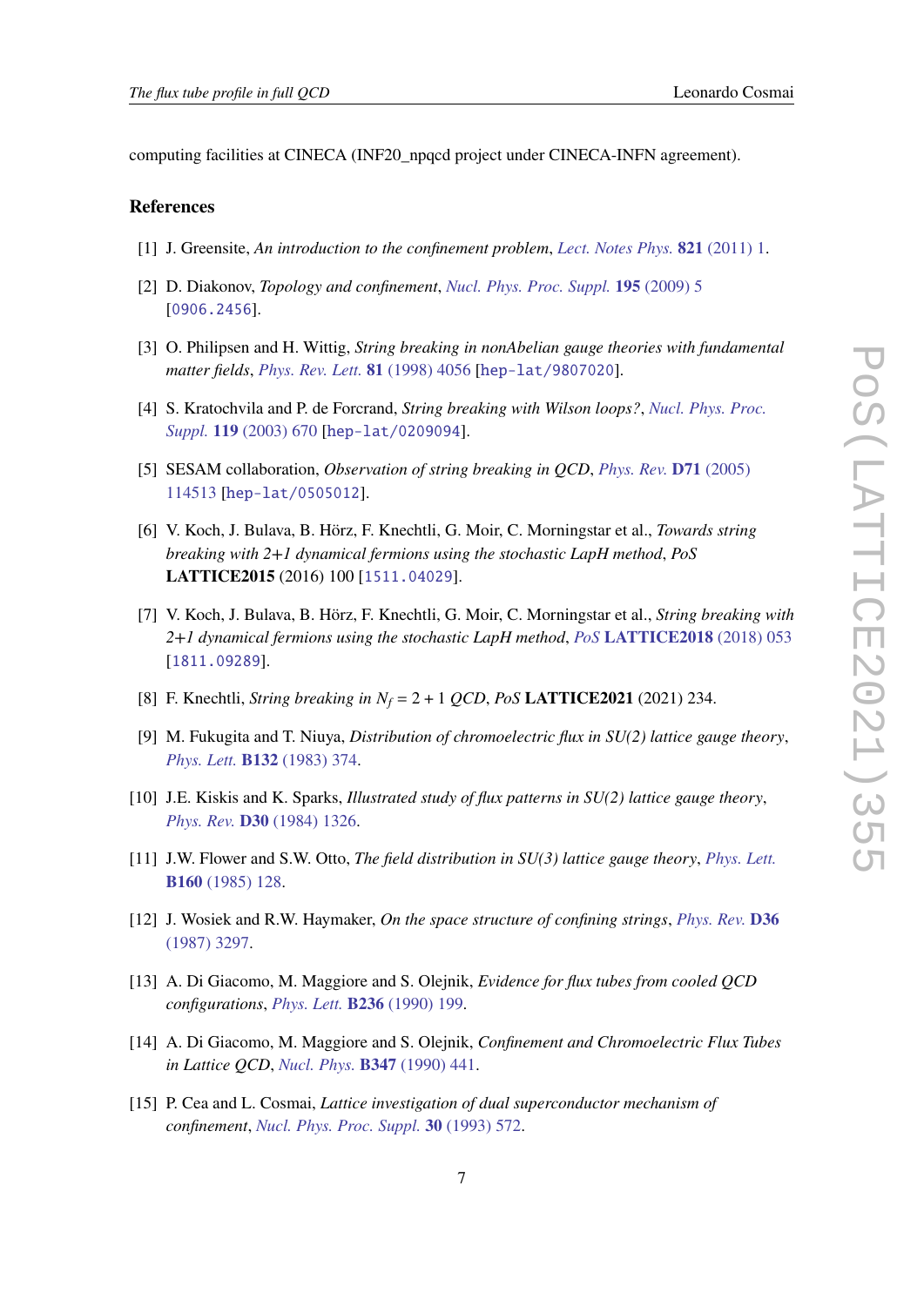computing facilities at CINECA (INF20_npqcd project under CINECA-INFN agreement).

## References

[1] J. Greensite, *An introduction to the confinement problem*, Lect. Notes Phys. **821** (2011) 1.

[2] D. Diakonov, *Topology and confinement*, Nucl. Phys. Proc. Suppl. **195** (2009) 5 [0906.2456].

[3] O. Philipsen and H. Wittig, *String breaking in nonAbelian gauge theories with fundamental matter fields*, Phys. Rev. Lett. **81** (1998) 4056 [hep-lat/9807020].

[4] S. Kratochvila and P. de Forcrand, *String breaking with Wilson loops?*, Nucl. Phys. Proc. Suppl. **119** (2003) 670 [hep-lat/0209094].

[5] SESAM collaboration, *Observation of string breaking in QCD*, Phys. Rev. **D71** (2005) 114513 [hep-lat/0505012].

[6] V. Koch, J. Bulava, B. Hörz, F. Knechtli, G. Moir, C. Morningstar et al., *Towards string breaking with 2+1 dynamical fermions using the stochastic LapH method*, PoS **LATTICE2015** (2016) 100 [1511.04029].

[7] V. Koch, J. Bulava, B. Hörz, F. Knechtli, G. Moir, C. Morningstar et al., *String breaking with 2+1 dynamical fermions using the stochastic LapH method*, PoS **LATTICE2018** (2018) 053 [1811.09289].

[8] F. Knechtli, *String breaking in $N_f = 2 + 1$ QCD*, PoS **LATTICE2021** (2021) 234.

[9] M. Fukugita and T. Niuya, *Distribution of chromoelectric flux in SU(2) lattice gauge theory*, Phys. Lett. **B132** (1983) 374.

[10] J.E. Kiskis and K. Sparks, *Illustrated study of flux patterns in SU(2) lattice gauge theory*, Phys. Rev. **D30** (1984) 1326.

[11] J.W. Flower and S.W. Otto, *The field distribution in SU(3) lattice gauge theory*, Phys. Lett. **B160** (1985) 128.

[12] J. Wosiek and R.W. Haymaker, *On the space structure of confining strings*, Phys. Rev. **D36** (1987) 3297.

[13] A. Di Giacomo, M. Maggiore and S. Olejnik, *Evidence for flux tubes from cooled QCD configurations*, Phys. Lett. **B236** (1990) 199.

[14] A. Di Giacomo, M. Maggiore and S. Olejnik, *Confinement and Chromoelectric Flux Tubes in Lattice QCD*, Nucl. Phys. **B347** (1990) 441.

[15] P. Cea and L. Cosmai, *Lattice investigation of dual superconductor mechanism of confinement*, Nucl. Phys. Proc. Suppl. **30** (1993) 572.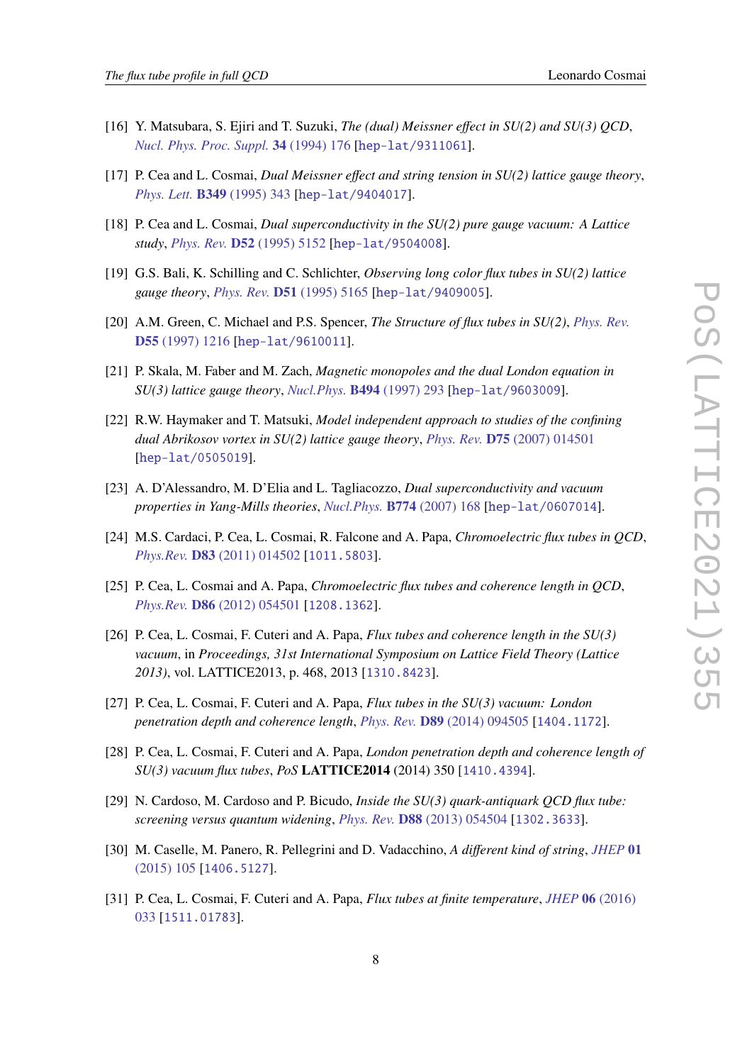[16] Y. Matsubara, S. Ejiri and T. Suzuki, *The (dual) Meissner effect in SU(2) and SU(3) QCD*, *Nucl. Phys. Proc. Suppl.* **34** (1994) 176 [hep-lat/9311061].

[17] P. Cea and L. Cosmai, *Dual Meissner effect and string tension in SU(2) lattice gauge theory*, *Phys. Lett.* **B349** (1995) 343 [hep-lat/9404017].

[18] P. Cea and L. Cosmai, *Dual superconductivity in the SU(2) pure gauge vacuum: A Lattice study*, *Phys. Rev.* **D52** (1995) 5152 [hep-lat/9504008].

[19] G.S. Bali, K. Schilling and C. Schlichter, *Observing long color flux tubes in SU(2) lattice gauge theory*, *Phys. Rev.* **D51** (1995) 5165 [hep-lat/9409005].

[20] A.M. Green, C. Michael and P.S. Spencer, *The Structure of flux tubes in SU(2)*, *Phys. Rev.* **D55** (1997) 1216 [hep-lat/9610011].

[21] P. Skala, M. Faber and M. Zach, *Magnetic monopoles and the dual London equation in SU(3) lattice gauge theory*, *Nucl.Phys.* **B494** (1997) 293 [hep-lat/9603009].

[22] R.W. Haymaker and T. Matsuki, *Model independent approach to studies of the confining dual Abrikosov vortex in SU(2) lattice gauge theory*, *Phys. Rev.* **D75** (2007) 014501 [hep-lat/0505019].

[23] A. D'Alessandro, M. D'Elia and L. Tagliacozzo, *Dual superconductivity and vacuum properties in Yang-Mills theories*, *Nucl.Phys.* **B774** (2007) 168 [hep-lat/0607014].

[24] M.S. Cardaci, P. Cea, L. Cosmai, R. Falcone and A. Papa, *Chromoelectric flux tubes in QCD*, *Phys.Rev.* **D83** (2011) 014502 [1011.5803].

[25] P. Cea, L. Cosmai and A. Papa, *Chromoelectric flux tubes and coherence length in QCD*, *Phys.Rev.* **D86** (2012) 054501 [1208.1362].

[26] P. Cea, L. Cosmai, F. Cuteri and A. Papa, *Flux tubes and coherence length in the SU(3) vacuum*, in *Proceedings, 31st International Symposium on Lattice Field Theory (Lattice 2013)*, vol. LATTICE2013, p. 468, 2013 [1310.8423].

[27] P. Cea, L. Cosmai, F. Cuteri and A. Papa, *Flux tubes in the SU(3) vacuum: London penetration depth and coherence length*, *Phys. Rev.* **D89** (2014) 094505 [1404.1172].

[28] P. Cea, L. Cosmai, F. Cuteri and A. Papa, *London penetration depth and coherence length of SU(3) vacuum flux tubes*, *PoS* **LATTICE2014** (2014) 350 [1410.4394].

[29] N. Cardoso, M. Cardoso and P. Bicudo, *Inside the SU(3) quark-antiquark QCD flux tube: screening versus quantum widening*, *Phys. Rev.* **D88** (2013) 054504 [1302.3633].

[30] M. Caselle, M. Panero, R. Pellegrini and D. Vadacchino, *A different kind of string*, *JHEP* **01** (2015) 105 [1406.5127].

[31] P. Cea, L. Cosmai, F. Cuteri and A. Papa, *Flux tubes at finite temperature*, *JHEP* **06** (2016) 033 [1511.01783].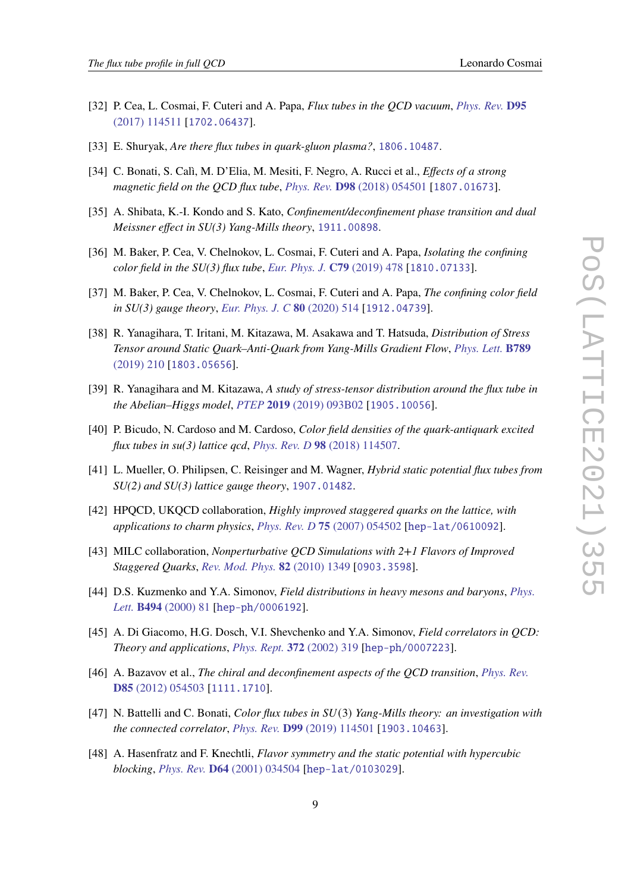[32] P. Cea, L. Cosmai, F. Cuteri and A. Papa, *Flux tubes in the QCD vacuum*, Phys. Rev. **D95** (2017) 114511 [1702.06437].

[33] E. Shuryak, *Are there flux tubes in quark-gluon plasma?*, 1806.10487.

[34] C. Bonati, S. Calì, M. D'Elia, M. Mesiti, F. Negro, A. Rucci et al., *Effects of a strong magnetic field on the QCD flux tube*, Phys. Rev. **D98** (2018) 054501 [1807.01673].

[35] A. Shibata, K.-I. Kondo and S. Kato, *Confinement/deconfinement phase transition and dual Meissner effect in SU(3) Yang-Mills theory*, 1911.00898.

[36] M. Baker, P. Cea, V. Chelnokov, L. Cosmai, F. Cuteri and A. Papa, *Isolating the confining color field in the SU(3) flux tube*, Eur. Phys. J. **C79** (2019) 478 [1810.07133].

[37] M. Baker, P. Cea, V. Chelnokov, L. Cosmai, F. Cuteri and A. Papa, *The confining color field in SU(3) gauge theory*, Eur. Phys. J. C **80** (2020) 514 [1912.04739].

[38] R. Yanagihara, T. Iritani, M. Kitazawa, M. Asakawa and T. Hatsuda, *Distribution of Stress Tensor around Static Quark–Anti-Quark from Yang-Mills Gradient Flow*, Phys. Lett. **B789** (2019) 210 [1803.05656].

[39] R. Yanagihara and M. Kitazawa, *A study of stress-tensor distribution around the flux tube in the Abelian–Higgs model*, PTEP **2019** (2019) 093B02 [1905.10056].

[40] P. Bicudo, N. Cardoso and M. Cardoso, *Color field densities of the quark-antiquark excited flux tubes in su(3) lattice qcd*, Phys. Rev. D **98** (2018) 114507.

[41] L. Mueller, O. Philipsen, C. Reisinger and M. Wagner, *Hybrid static potential flux tubes from SU(2) and SU(3) lattice gauge theory*, 1907.01482.

[42] HPQCD, UKQCD collaboration, *Highly improved staggered quarks on the lattice, with applications to charm physics*, Phys. Rev. D **75** (2007) 054502 [hep-lat/0610092].

[43] MILC collaboration, *Nonperturbative QCD Simulations with 2+1 Flavors of Improved Staggered Quarks*, Rev. Mod. Phys. **82** (2010) 1349 [0903.3598].

[44] D.S. Kuzmenko and Y.A. Simonov, *Field distributions in heavy mesons and baryons*, Phys. Lett. **B494** (2000) 81 [hep-ph/0006192].

[45] A. Di Giacomo, H.G. Dosch, V.I. Shevchenko and Y.A. Simonov, *Field correlators in QCD: Theory and applications*, Phys. Rept. **372** (2002) 319 [hep-ph/0007223].

[46] A. Bazavov et al., *The chiral and deconfinement aspects of the QCD transition*, Phys. Rev. **D85** (2012) 054503 [1111.1710].

[47] N. Battelli and C. Bonati, *Color flux tubes in $SU(3)$ Yang-Mills theory: an investigation with the connected correlator*, Phys. Rev. **D99** (2019) 114501 [1903.10463].

[48] A. Hasenfratz and F. Knechtli, *Flavor symmetry and the static potential with hypercubic blocking*, Phys. Rev. **D64** (2001) 034504 [hep-lat/0103029].